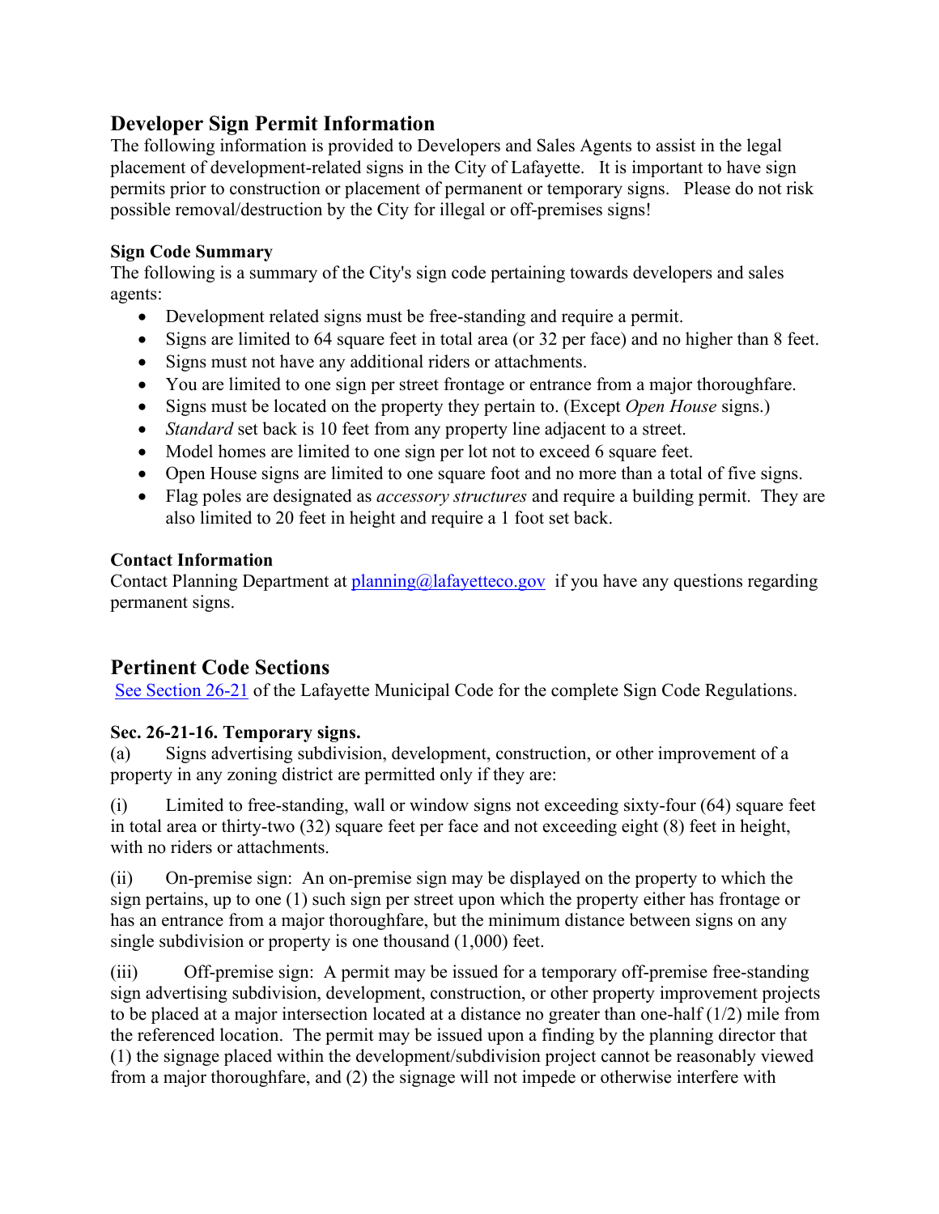## Developer Sign Permit Information

The following information is provided to Developers and Sales Agents to assist in the legal placement of development-related signs in the City of Lafayette. It is important to have sign permits prior to construction or placement of permanent or temporary signs. Please do not risk possible removal/destruction by the City for illegal or off-premises signs!

### Sign Code Summary

The following is a summary of the City's sign code pertaining towards developers and sales agents:

- Development related signs must be free-standing and require a permit.
- Signs are limited to 64 square feet in total area (or 32 per face) and no higher than 8 feet.
- Signs must not have any additional riders or attachments.
- You are limited to one sign per street frontage or entrance from a major thoroughfare.
- Signs must be located on the property they pertain to. (Except *Open House* signs.)
- *Standard* set back is 10 feet from any property line adjacent to a street.
- Model homes are limited to one sign per lot not to exceed 6 square feet.
- Open House signs are limited to one square foot and no more than a total of five signs.
- Flag poles are designated as *accessory structures* and require a building permit. They are also limited to 20 feet in height and require a 1 foot set back.

### Contact Information

Contact Planning Department at [planning@lafayetteco.gov](mailto:planning@lafayetteco.gov) if you have any questions regarding permanent signs.

## Pertinent Code Sections

See Section 26-21 of the Lafayette Municipal Code for the complete Sign Code Regulations.

**Sec. 26-21-16. Temporary signs.**

(a) Signs advertising subdivision, development, construction, or other improvement of a property in any zoning district are permitted only if they are:

(i) Limited to free-standing, wall or window signs not exceeding sixty-four (64) square feet in total area or thirty-two (32) square feet per face and not exceeding eight (8) feet in height, with no riders or attachments.

(ii) On-premise sign: An on-premise sign may be displayed on the property to which the sign pertains, up to one (1) such sign per street upon which the property either has frontage or has an entrance from a major thoroughfare, but the minimum distance between signs on any single subdivision or property is one thousand (1,000) feet.

(iii) Off-premise sign: A permit may be issued for a temporary off-premise free-standing sign advertising subdivision, development, construction, or other property improvement projects to be placed at a major intersection located at a distance no greater than one-half (1/2) mile from the referenced location. The permit may be issued upon a finding by the planning director that (1) the signage placed within the development/subdivision project cannot be reasonably viewed from a major thoroughfare, and (2) the signage will not impede or otherwise interfere with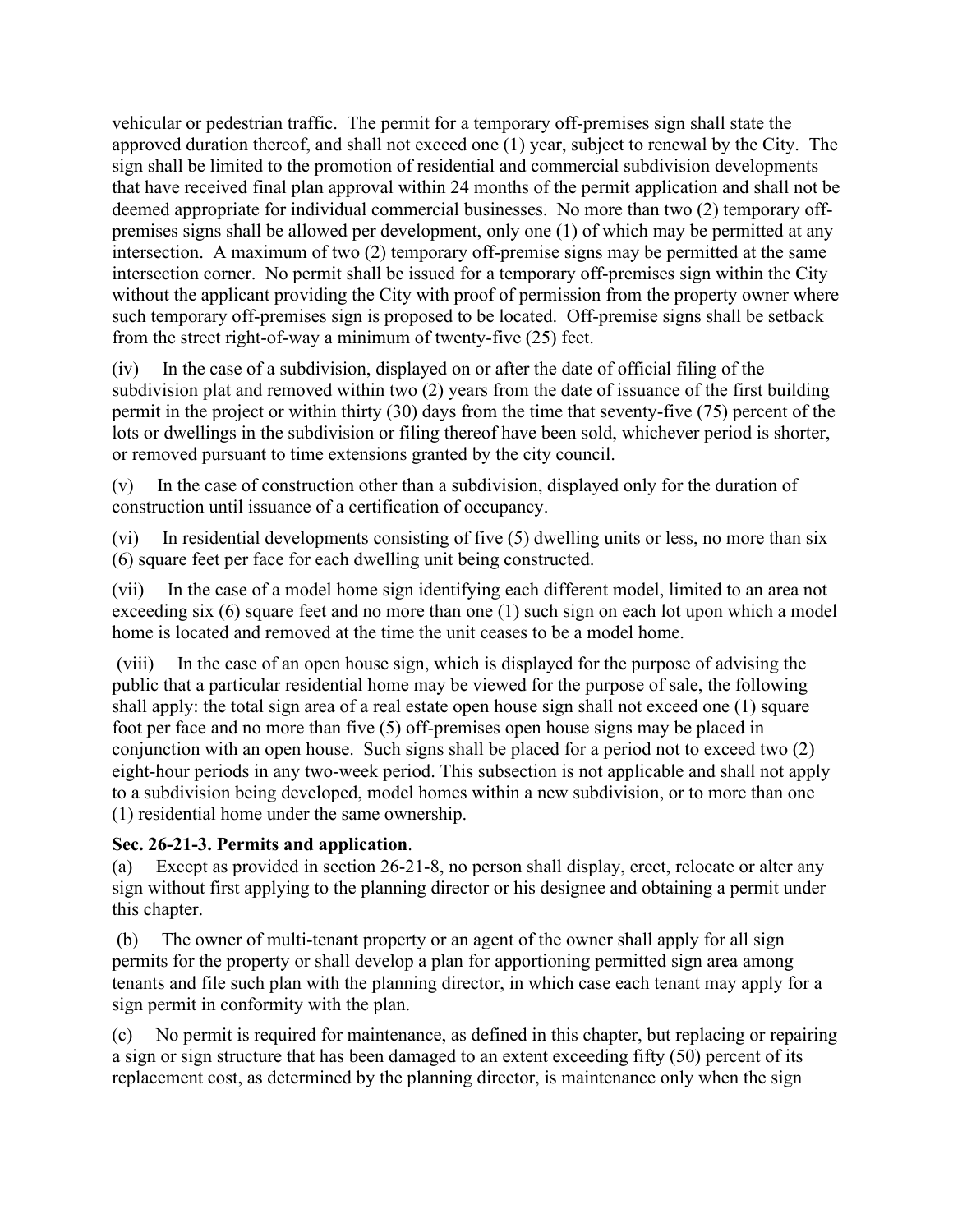vehicular or pedestrian traffic. The permit for a temporary off-premises sign shall state the approved duration thereof, and shall not exceed one (1) year, subject to renewal by the City. The sign shall be limited to the promotion of residential and commercial subdivision developments that have received final plan approval within 24 months of the permit application and shall not be deemed appropriate for individual commercial businesses. No more than two (2) temporary off-premises signs shall be allowed per development, only one (1) of which may be permitted at any intersection. A maximum of two (2) temporary off-premise signs may be permitted at the same intersection corner. No permit shall be issued for a temporary off-premises sign within the City without the applicant providing the City with proof of permission from the property owner where such temporary off-premises sign is proposed to be located. Off-premise signs shall be setback from the street right-of-way a minimum of twenty-five (25) feet.

(iv) In the case of a subdivision, displayed on or after the date of official filing of the subdivision plat and removed within two (2) years from the date of issuance of the first building permit in the project or within thirty (30) days from the time that seventy-five (75) percent of the lots or dwellings in the subdivision or filing thereof have been sold, whichever period is shorter, or removed pursuant to time extensions granted by the city council.

(v) In the case of construction other than a subdivision, displayed only for the duration of construction until issuance of a certification of occupancy.

(vi) In residential developments consisting of five (5) dwelling units or less, no more than six (6) square feet per face for each dwelling unit being constructed.

(vii) In the case of a model home sign identifying each different model, limited to an area not exceeding six (6) square feet and no more than one (1) such sign on each lot upon which a model home is located and removed at the time the unit ceases to be a model home.

(viii) In the case of an open house sign, which is displayed for the purpose of advising the public that a particular residential home may be viewed for the purpose of sale, the following shall apply: the total sign area of a real estate open house sign shall not exceed one (1) square foot per face and no more than five (5) off-premises open house signs may be placed in conjunction with an open house. Such signs shall be placed for a period not to exceed two (2) eight-hour periods in any two-week period. This subsection is not applicable and shall not apply to a subdivision being developed, model homes within a new subdivision, or to more than one (1) residential home under the same ownership.

**Sec. 26-21-3. Permits and application**.

(a) Except as provided in section 26-21-8, no person shall display, erect, relocate or alter any sign without first applying to the planning director or his designee and obtaining a permit under this chapter.

(b) The owner of multi-tenant property or an agent of the owner shall apply for all sign permits for the property or shall develop a plan for apportioning permitted sign area among tenants and file such plan with the planning director, in which case each tenant may apply for a sign permit in conformity with the plan.

(c) No permit is required for maintenance, as defined in this chapter, but replacing or repairing a sign or sign structure that has been damaged to an extent exceeding fifty (50) percent of its replacement cost, as determined by the planning director, is maintenance only when the sign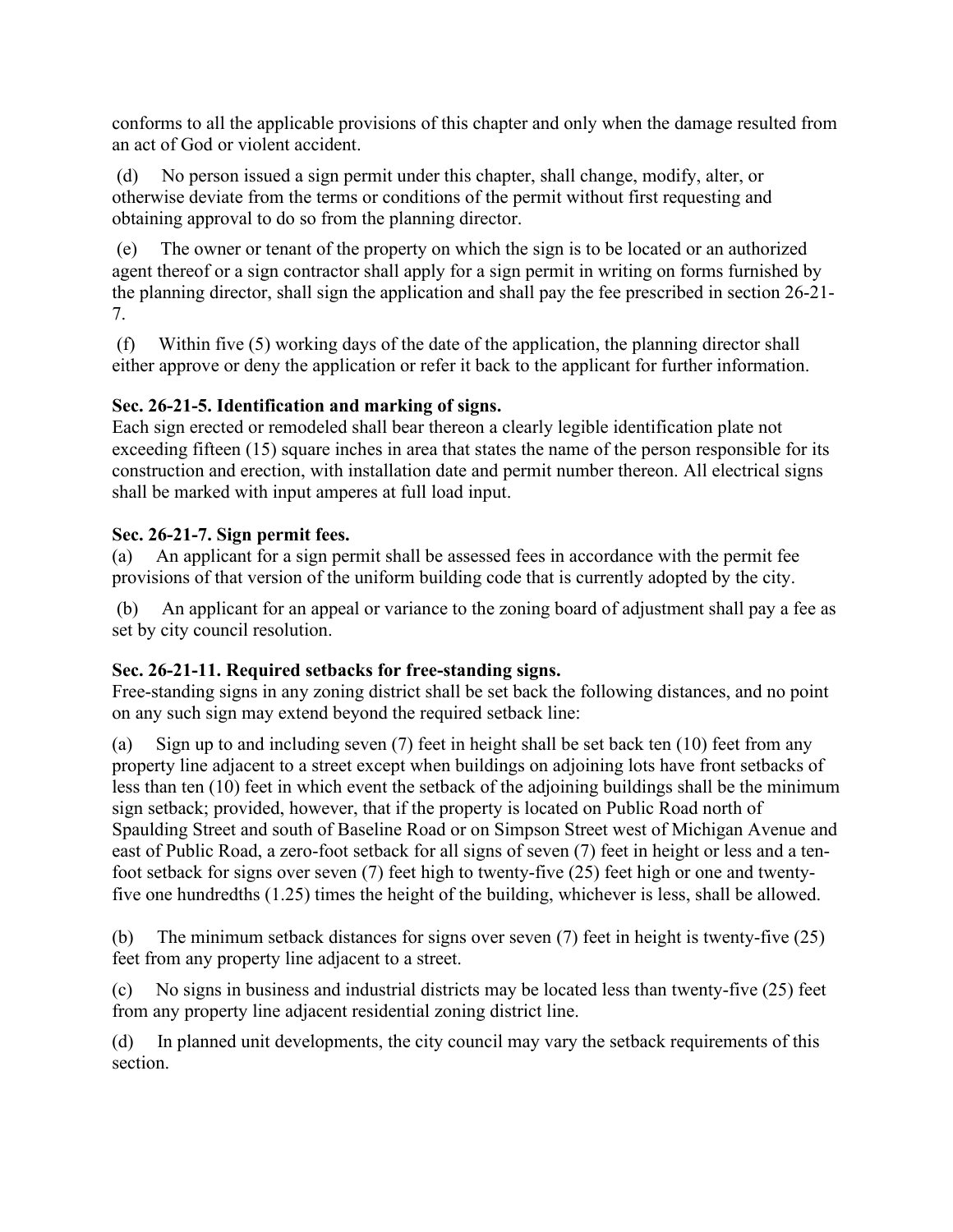conforms to all the applicable provisions of this chapter and only when the damage resulted from an act of God or violent accident.

(d) No person issued a sign permit under this chapter, shall change, modify, alter, or otherwise deviate from the terms or conditions of the permit without first requesting and obtaining approval to do so from the planning director.

(e) The owner or tenant of the property on which the sign is to be located or an authorized agent thereof or a sign contractor shall apply for a sign permit in writing on forms furnished by the planning director, shall sign the application and shall pay the fee prescribed in section 26-21-7.

(f) Within five (5) working days of the date of the application, the planning director shall either approve or deny the application or refer it back to the applicant for further information.

**Sec. 26-21-5. Identification and marking of signs.**

Each sign erected or remodeled shall bear thereon a clearly legible identification plate not exceeding fifteen (15) square inches in area that states the name of the person responsible for its construction and erection, with installation date and permit number thereon. All electrical signs shall be marked with input amperes at full load input.

**Sec. 26-21-7. Sign permit fees.**

(a) An applicant for a sign permit shall be assessed fees in accordance with the permit fee provisions of that version of the uniform building code that is currently adopted by the city.

(b) An applicant for an appeal or variance to the zoning board of adjustment shall pay a fee as set by city council resolution.

**Sec. 26-21-11. Required setbacks for free-standing signs.**

Free-standing signs in any zoning district shall be set back the following distances, and no point on any such sign may extend beyond the required setback line:

(a) Sign up to and including seven (7) feet in height shall be set back ten (10) feet from any property line adjacent to a street except when buildings on adjoining lots have front setbacks of less than ten (10) feet in which event the setback of the adjoining buildings shall be the minimum sign setback; provided, however, that if the property is located on Public Road north of Spaulding Street and south of Baseline Road or on Simpson Street west of Michigan Avenue and east of Public Road, a zero-foot setback for all signs of seven (7) feet in height or less and a ten-foot setback for signs over seven (7) feet high to twenty-five (25) feet high or one and twenty-five one hundredths (1.25) times the height of the building, whichever is less, shall be allowed.

(b) The minimum setback distances for signs over seven (7) feet in height is twenty-five (25) feet from any property line adjacent to a street.

(c) No signs in business and industrial districts may be located less than twenty-five (25) feet from any property line adjacent residential zoning district line.

(d) In planned unit developments, the city council may vary the setback requirements of this section.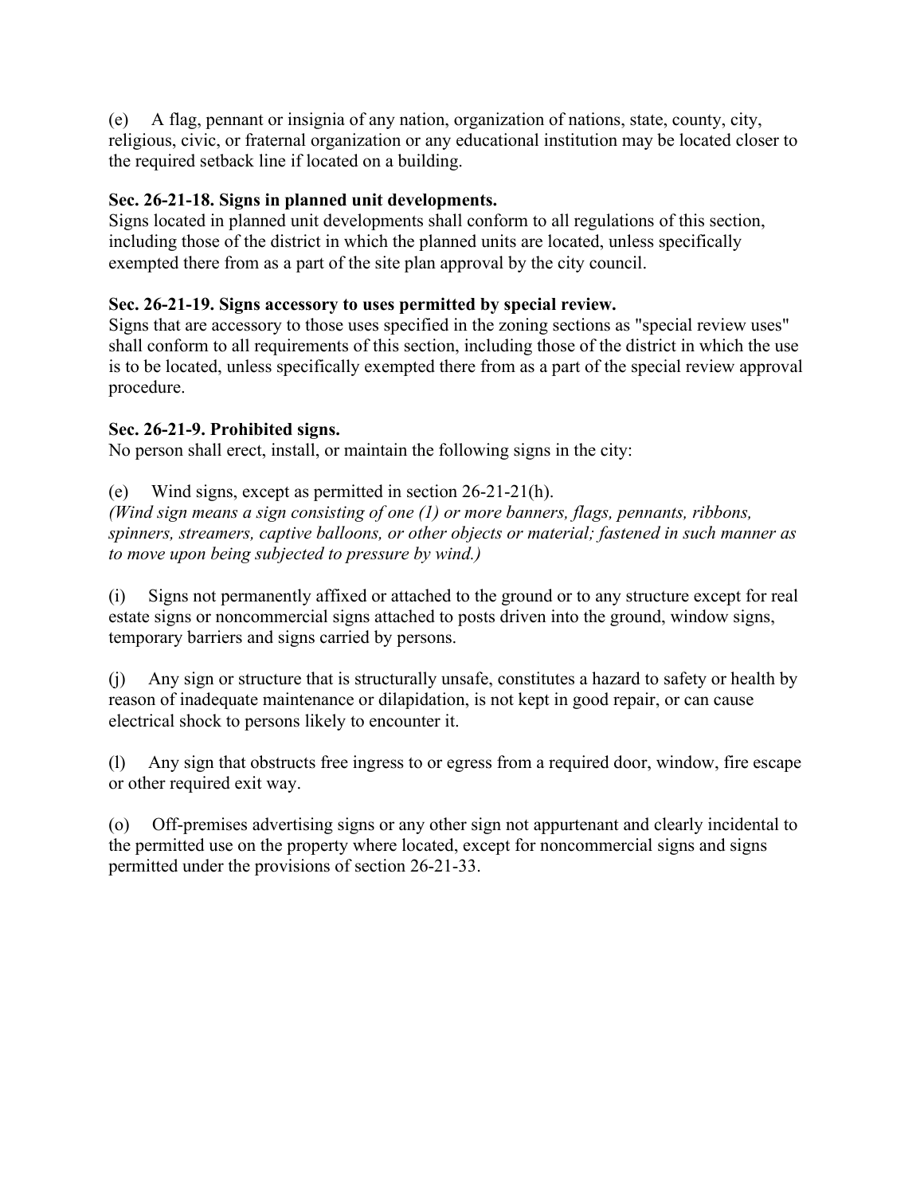(e) A flag, pennant or insignia of any nation, organization of nations, state, county, city, religious, civic, or fraternal organization or any educational institution may be located closer to the required setback line if located on a building.

**Sec. 26-21-18. Signs in planned unit developments.**
Signs located in planned unit developments shall conform to all regulations of this section, including those of the district in which the planned units are located, unless specifically exempted there from as a part of the site plan approval by the city council.

**Sec. 26-21-19. Signs accessory to uses permitted by special review.**
Signs that are accessory to those uses specified in the zoning sections as "special review uses" shall conform to all requirements of this section, including those of the district in which the use is to be located, unless specifically exempted there from as a part of the special review approval procedure.

**Sec. 26-21-9. Prohibited signs.**
No person shall erect, install, or maintain the following signs in the city:

(e) Wind signs, except as permitted in section 26-21-21(h).
*(Wind sign means a sign consisting of one (1) or more banners, flags, pennants, ribbons, spinners, streamers, captive balloons, or other objects or material; fastened in such manner as to move upon being subjected to pressure by wind.)*

(i) Signs not permanently affixed or attached to the ground or to any structure except for real estate signs or noncommercial signs attached to posts driven into the ground, window signs, temporary barriers and signs carried by persons.

(j) Any sign or structure that is structurally unsafe, constitutes a hazard to safety or health by reason of inadequate maintenance or dilapidation, is not kept in good repair, or can cause electrical shock to persons likely to encounter it.

(l) Any sign that obstructs free ingress to or egress from a required door, window, fire escape or other required exit way.

(o) Off-premises advertising signs or any other sign not appurtenant and clearly incidental to the permitted use on the property where located, except for noncommercial signs and signs permitted under the provisions of section 26-21-33.